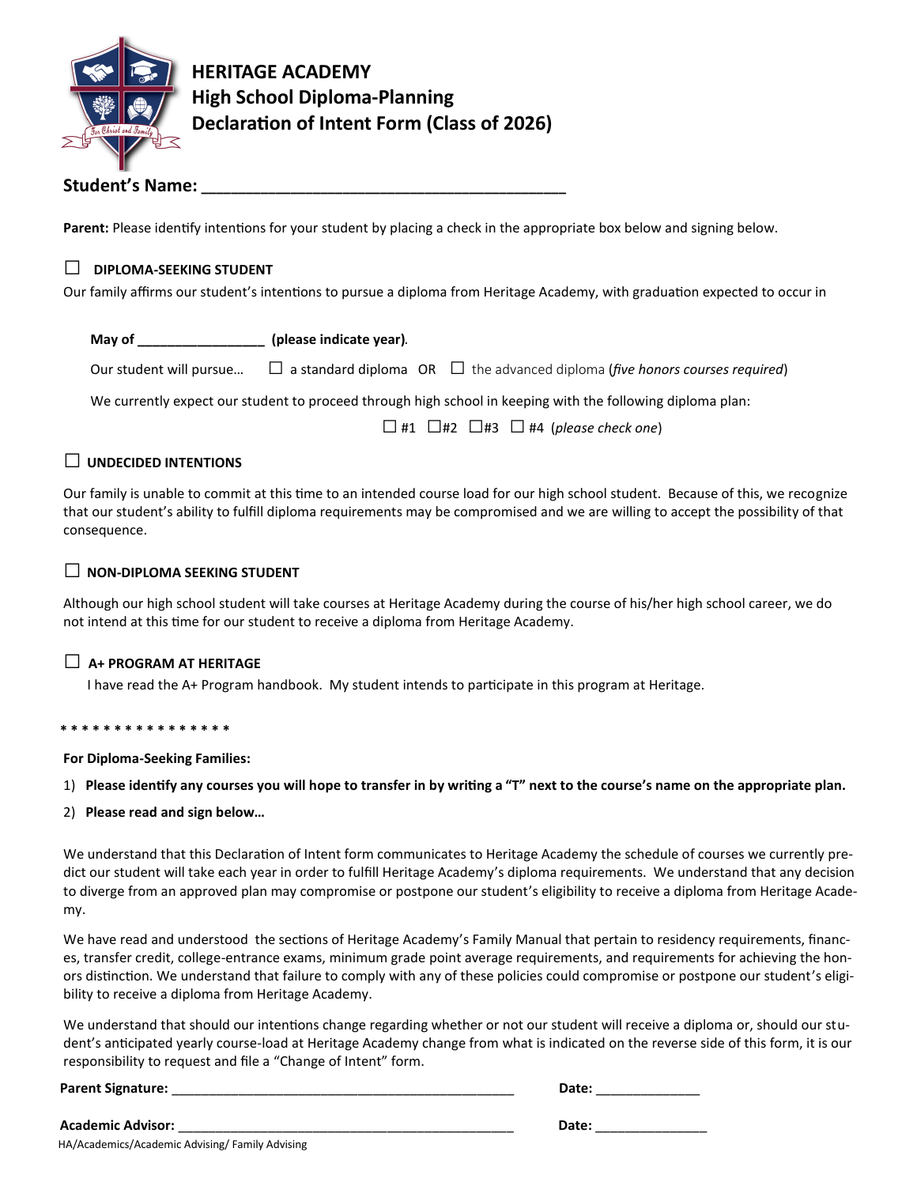# HERITAGE ACADEMY
## High School Diploma-Planning
## Declaration of Intent Form (Class of 2026)

**Student's Name: ___________________________________________**

**Parent:** Please identify intentions for your student by placing a check in the appropriate box below and signing below.

☐ **DIPLOMA-SEEKING STUDENT**

Our family affirms our student's intentions to pursue a diploma from Heritage Academy, with graduation expected to occur in

**May of _________________ (please indicate year)**.

Our student will pursue… ☐ a standard diploma OR ☐ the advanced diploma (*five honors courses required*)

We currently expect our student to proceed through high school in keeping with the following diploma plan:

☐ #1 ☐#2 ☐#3 ☐ #4 (*please check one*)

☐ **UNDECIDED INTENTIONS**

Our family is unable to commit at this time to an intended course load for our high school student. Because of this, we recognize that our student's ability to fulfill diploma requirements may be compromised and we are willing to accept the possibility of that consequence.

☐ **NON-DIPLOMA SEEKING STUDENT**

Although our high school student will take courses at Heritage Academy during the course of his/her high school career, we do not intend at this time for our student to receive a diploma from Heritage Academy.

☐ **A+ PROGRAM AT HERITAGE**

I have read the A+ Program handbook. My student intends to participate in this program at Heritage.

* * * * * * * * * * * * * * * *

**For Diploma-Seeking Families:**

1) **Please identify any courses you will hope to transfer in by writing a "T" next to the course's name on the appropriate plan.**
2) **Please read and sign below…**

We understand that this Declaration of Intent form communicates to Heritage Academy the schedule of courses we currently predict our student will take each year in order to fulfill Heritage Academy's diploma requirements. We understand that any decision to diverge from an approved plan may compromise or postpone our student's eligibility to receive a diploma from Heritage Academy.

We have read and understood the sections of Heritage Academy's Family Manual that pertain to residency requirements, finances, transfer credit, college-entrance exams, minimum grade point average requirements, and requirements for achieving the honors distinction. We understand that failure to comply with any of these policies could compromise or postpone our student's eligibility to receive a diploma from Heritage Academy.

We understand that should our intentions change regarding whether or not our student will receive a diploma or, should our student's anticipated yearly course-load at Heritage Academy change from what is indicated on the reverse side of this form, it is our responsibility to request and file a "Change of Intent" form.

**Parent Signature:** _____________________________________________ **Date:** ______________

**Academic Advisor:** _____________________________________________ **Date:** _______________

HA/Academics/Academic Advising/ Family Advising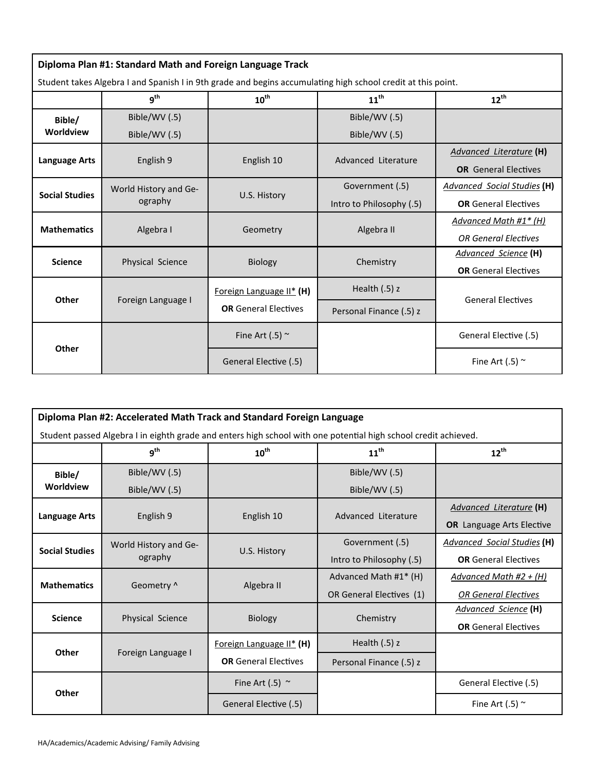**Diploma Plan #1: Standard Math and Foreign Language Track**

Student takes Algebra I and Spanish I in 9th grade and begins accumulating high school credit at this point.

| | 9th | 10th | 11th | 12th |
|---|---|---|---|---|
| Bible/ Worldview | Bible/WV (.5)<br>Bible/WV (.5) | | Bible/WV (.5)<br>Bible/WV (.5) | |
| Language Arts | English 9 | English 10 | Advanced Literature | <u>*Advanced Literature*</u> **(H)**<br>**OR** General Electives |
| Social Studies | World History and Geography | U.S. History | Government (.5)<br>Intro to Philosophy (.5) | <u>*Advanced Social Studies*</u> **(H)**<br>**OR** General Electives |
| Mathematics | Algebra I | Geometry | Algebra II | <u>*Advanced Math #1* (H)*</u><br>*OR General Electives* |
| Science | Physical Science | Biology | Chemistry | <u>*Advanced Science*</u> **(H)**<br>**OR** General Electives |
| Other | Foreign Language I | <u>Foreign Language II*</u> **(H)**<br>**OR** General Electives | Health (.5) z<br>Personal Finance (.5) z | General Electives |
| Other | | Fine Art (.5) ~<br>General Elective (.5) | | General Elective (.5)<br>Fine Art (.5) ~ |

**Diploma Plan #2: Accelerated Math Track and Standard Foreign Language**

Student passed Algebra I in eighth grade and enters high school with one potential high school credit achieved.

| | 9th | 10th | 11th | 12th |
|---|---|---|---|---|
| Bible/ Worldview | Bible/WV (.5)<br>Bible/WV (.5) | | Bible/WV (.5)<br>Bible/WV (.5) | |
| Language Arts | English 9 | English 10 | Advanced Literature | <u>*Advanced Literature*</u> **(H)**<br>**OR** Language Arts Elective |
| Social Studies | World History and Geography | U.S. History | Government (.5)<br>Intro to Philosophy (.5) | <u>*Advanced Social Studies*</u> **(H)**<br>**OR** General Electives |
| Mathematics | Geometry ^ | Algebra II | Advanced Math #1* (H)<br>OR General Electives (1) | <u>*Advanced Math #2 + (H)*</u><br><u>*OR General Electives*</u> |
| Science | Physical Science | Biology | Chemistry | <u>*Advanced Science*</u> **(H)**<br>**OR** General Electives |
| Other | Foreign Language I | <u>Foreign Language II*</u> **(H)**<br>**OR** General Electives | Health (.5) z<br>Personal Finance (.5) z | |
| Other | | Fine Art (.5) ~<br>General Elective (.5) | | General Elective (.5)<br>Fine Art (.5) ~ |

HA/Academics/Academic Advising/ Family Advising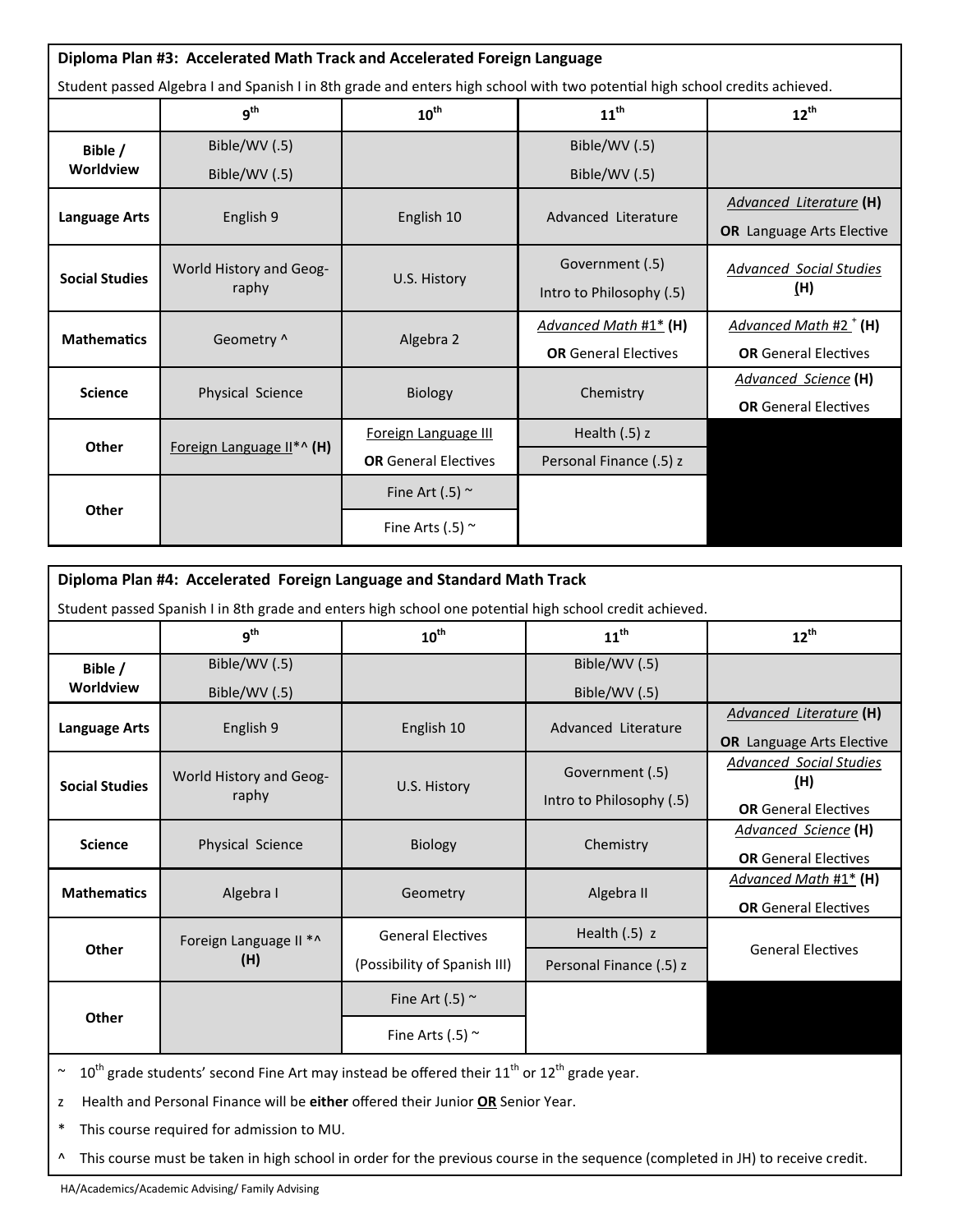**Diploma Plan #3: Accelerated Math Track and Accelerated Foreign Language**

Student passed Algebra I and Spanish I in 8th grade and enters high school with two potential high school credits achieved.

| | 9th | 10th | 11th | 12th |
|---|---|---|---|---|
| Bible / Worldview | Bible/WV (.5)<br>Bible/WV (.5) | | Bible/WV (.5)<br>Bible/WV (.5) | |
| Language Arts | English 9 | English 10 | Advanced Literature | _Advanced Literature_ **(H)**<br>**OR** Language Arts Elective |
| Social Studies | World History and Geography | U.S. History | Government (.5)<br>Intro to Philosophy (.5) | _Advanced Social Studies_ **(H)** |
| Mathematics | Geometry ^ | Algebra 2 | _Advanced Math #1*_ **(H)**<br>**OR** General Electives | _Advanced Math #2_ + **(H)**<br>**OR** General Electives |
| Science | Physical Science | Biology | Chemistry | _Advanced Science_ **(H)**<br>**OR** General Electives |
| Other | _Foreign Language II*^_ **(H)** | _Foreign Language III_<br>**OR** General Electives | Health (.5) z<br>Personal Finance (.5) z | |
| Other | | Fine Art (.5) ~<br>Fine Arts (.5) ~ | | |

**Diploma Plan #4: Accelerated Foreign Language and Standard Math Track**

Student passed Spanish I in 8th grade and enters high school one potential high school credit achieved.

| | 9th | 10th | 11th | 12th |
|---|---|---|---|---|
| Bible / Worldview | Bible/WV (.5)<br>Bible/WV (.5) | | Bible/WV (.5)<br>Bible/WV (.5) | |
| Language Arts | English 9 | English 10 | Advanced Literature | _Advanced Literature_ **(H)**<br>**OR** Language Arts Elective |
| Social Studies | World History and Geography | U.S. History | Government (.5)<br>Intro to Philosophy (.5) | _Advanced Social Studies_ **(H)**<br>**OR** General Electives |
| Science | Physical Science | Biology | Chemistry | _Advanced Science_ **(H)**<br>**OR** General Electives |
| Mathematics | Algebra I | Geometry | Algebra II | _Advanced Math #1*_ **(H)**<br>**OR** General Electives |
| Other | Foreign Language II *^ **(H)** | General Electives<br>(Possibility of Spanish III) | Health (.5) z<br>Personal Finance (.5) z | General Electives |
| Other | | Fine Art (.5) ~<br>Fine Arts (.5) ~ | | |

~ 10th grade students' second Fine Art may instead be offered their 11th or 12th grade year.

z Health and Personal Finance will be **either** offered their Junior **OR** Senior Year.

\* This course required for admission to MU.

^ This course must be taken in high school in order for the previous course in the sequence (completed in JH) to receive credit.

HA/Academics/Academic Advising/ Family Advising